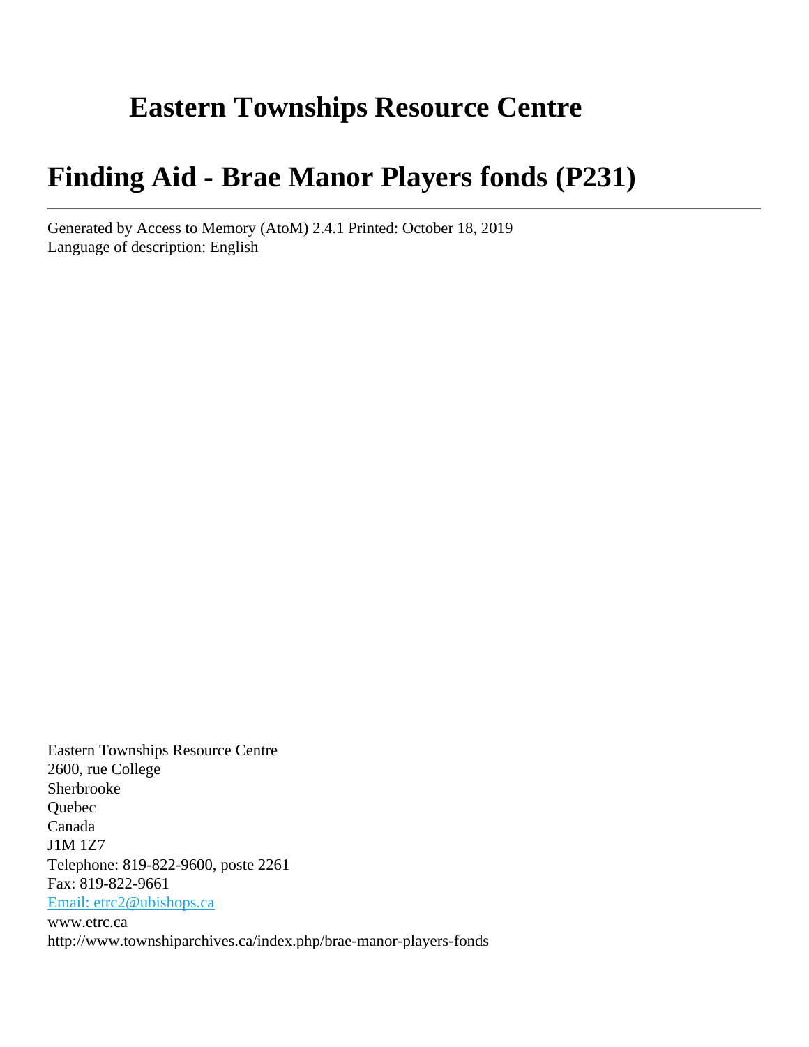# Eastern Townships Resource Centre

# Finding Aid - Brae Manor Players fonds (P231)

---

Generated by Access to Memory (AtoM) 2.4.1 Printed: October 18, 2019
Language of description: English

Eastern Townships Resource Centre
2600, rue College
Sherbrooke
Quebec
Canada
J1M 1Z7
Telephone: 819-822-9600, poste 2261
Fax: 819-822-9661
Email: etrc2@ubishops.ca
www.etrc.ca
http://www.townshiparchives.ca/index.php/brae-manor-players-fonds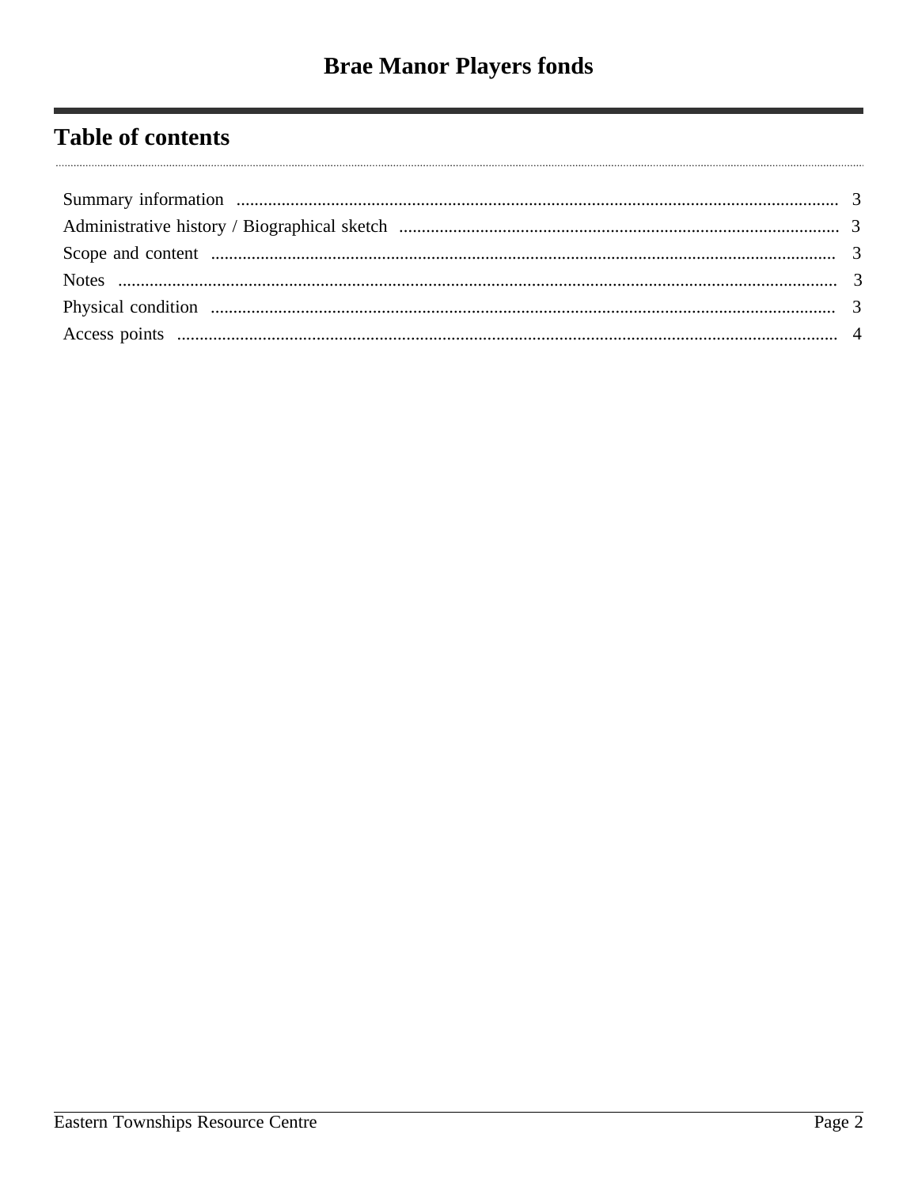# Table of contents

Summary information ..................................................................................................................................... 3

Administrative history / Biographical sketch ................................................................................................. 3

Scope and content ......................................................................................................................................... 3

Notes .............................................................................................................................................................. 3

Physical condition .......................................................................................................................................... 3

Access points .................................................................................................................................................. 4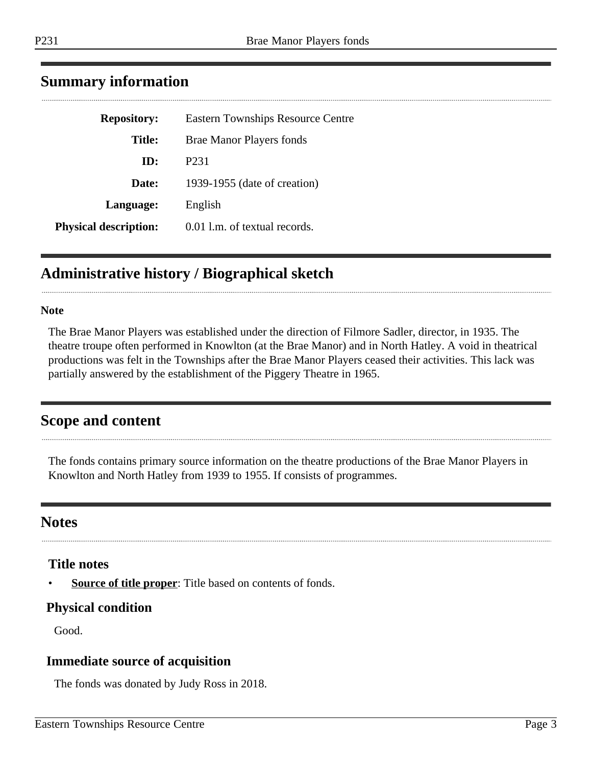## Summary information

| | |
|---|---|
| **Repository:** | Eastern Townships Resource Centre |
| **Title:** | Brae Manor Players fonds |
| **ID:** | P231 |
| **Date:** | 1939-1955 (date of creation) |
| **Language:** | English |
| **Physical description:** | 0.01 l.m. of textual records. |

## Administrative history / Biographical sketch

**Note**

The Brae Manor Players was established under the direction of Filmore Sadler, director, in 1935. The theatre troupe often performed in Knowlton (at the Brae Manor) and in North Hatley. A void in theatrical productions was felt in the Townships after the Brae Manor Players ceased their activities. This lack was partially answered by the establishment of the Piggery Theatre in 1965.

## Scope and content

The fonds contains primary source information on the theatre productions of the Brae Manor Players in Knowlton and North Hatley from 1939 to 1955. If consists of programmes.

## Notes

### Title notes

- **Source of title proper**: Title based on contents of fonds.

### Physical condition

Good.

### Immediate source of acquisition

The fonds was donated by Judy Ross in 2018.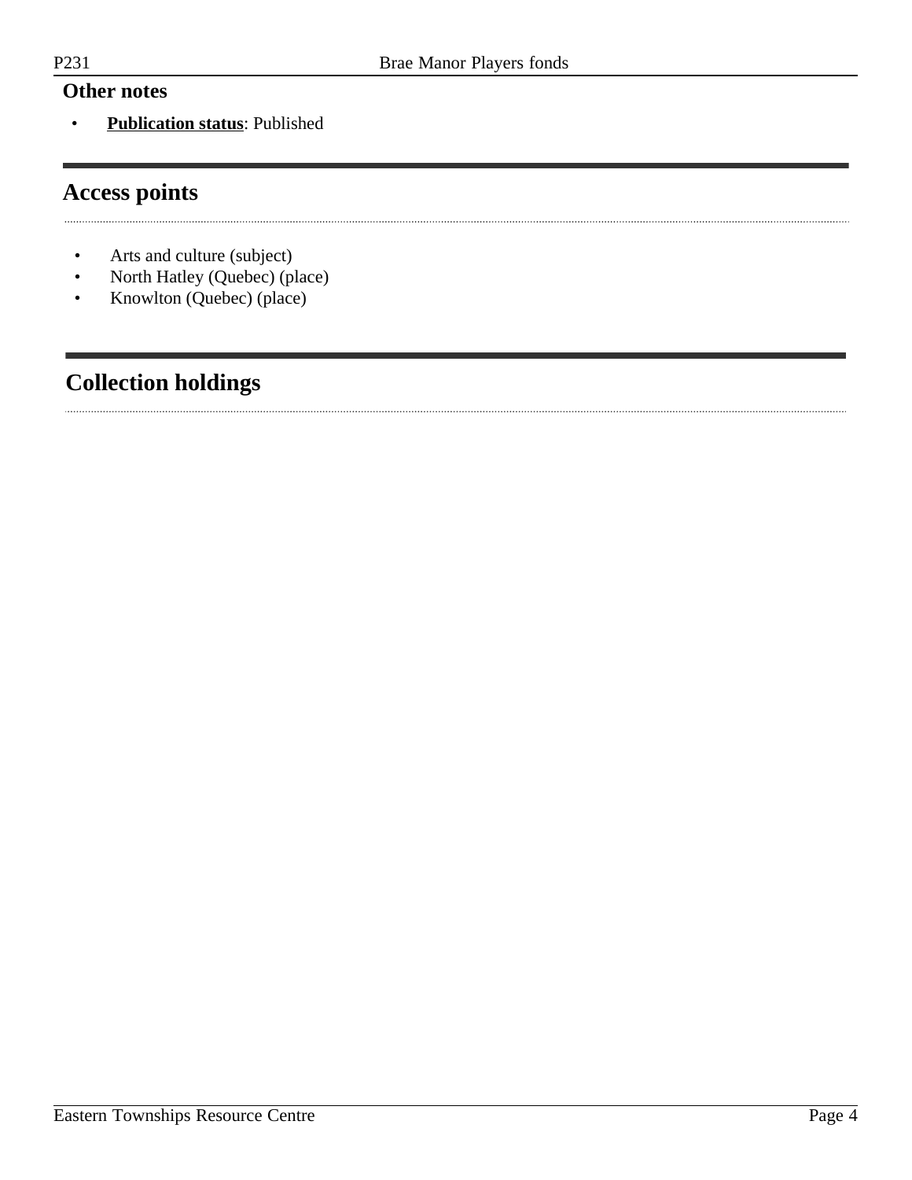### Other notes

- **Publication status**: Published

## Access points

- Arts and culture (subject)
- North Hatley (Quebec) (place)
- Knowlton (Quebec) (place)

## Collection holdings